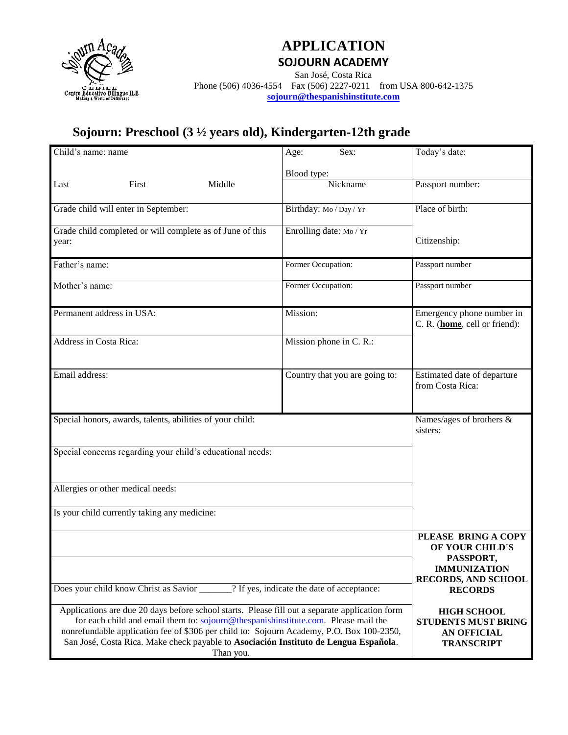# APPLICATION

## SOJOURN ACADEMY

San José, Costa Rica
Phone (506) 4036-4554 Fax (506) 2227-0211 from USA 800-642-1375
**sojourn@thespanishinstitute.com**

## Sojourn: Preschool (3 ½ years old), Kindergarten-12th grade

| Child's name: name<br><br>Last First Middle | Age: Sex:<br><br>Blood type:<br>Nickname | Today's date:<br><br>Passport number: |
|---|---|---|
| Grade child will enter in September: | Birthday: Mo / Day / Yr | Place of birth: |
| Grade child completed or will complete as of June of this year: | Enrolling date: Mo / Yr | Citizenship: |
| Father's name: | Former Occupation: | Passport number |
| Mother's name: | Former Occupation: | Passport number |
| Permanent address in USA: | Mission: | Emergency phone number in C. R. (**home**, cell or friend): |
| Address in Costa Rica: | Mission phone in C. R.: | |
| Email address: | Country that you are going to: | Estimated date of departure from Costa Rica: |
| Special honors, awards, talents, abilities of your child: | | Names/ages of brothers & sisters: |
| Special concerns regarding your child's educational needs: | | |
| Allergies or other medical needs: | | |
| Is your child currently taking any medicine: | | |
| | | **PLEASE BRING A COPY OF YOUR CHILD´S PASSPORT, IMMUNIZATION RECORDS, AND SCHOOL RECORDS** |
| | | |
| Does your child know Christ as Savior _______? If yes, indicate the date of acceptance: | | |
| Applications are due 20 days before school starts. Please fill out a separate application form for each child and email them to: sojourn@thespanishinstitute.com. Please mail the nonrefundable application fee of $306 per child to: Sojourn Academy, P.O. Box 100-2350, San José, Costa Rica. Make check payable to **Asociación Instituto de Lengua Española**. Than you. | | **HIGH SCHOOL STUDENTS MUST BRING AN OFFICIAL TRANSCRIPT** |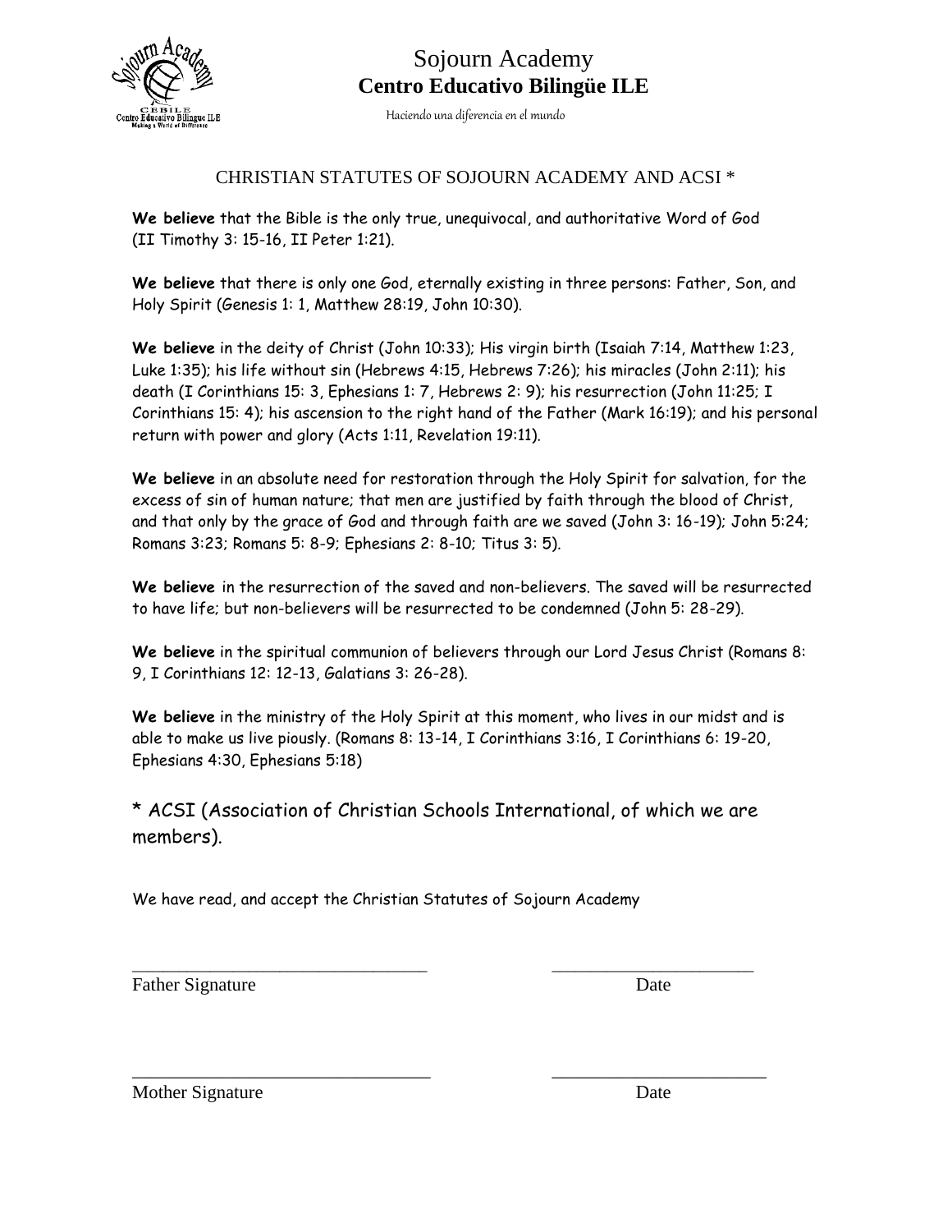# Sojourn Academy

**Centro Educativo Bilingüe ILE**

Haciendo una diferencia en el mundo

## CHRISTIAN STATUTES OF SOJOURN ACADEMY AND ACSI *

**We believe** that the Bible is the only true, unequivocal, and authoritative Word of God (II Timothy 3: 15-16, II Peter 1:21).

**We believe** that there is only one God, eternally existing in three persons: Father, Son, and Holy Spirit (Genesis 1: 1, Matthew 28:19, John 10:30).

**We believe** in the deity of Christ (John 10:33); His virgin birth (Isaiah 7:14, Matthew 1:23, Luke 1:35); his life without sin (Hebrews 4:15, Hebrews 7:26); his miracles (John 2:11); his death (I Corinthians 15: 3, Ephesians 1: 7, Hebrews 2: 9); his resurrection (John 11:25; I Corinthians 15: 4); his ascension to the right hand of the Father (Mark 16:19); and his personal return with power and glory (Acts 1:11, Revelation 19:11).

**We believe** in an absolute need for restoration through the Holy Spirit for salvation, for the excess of sin of human nature; that men are justified by faith through the blood of Christ, and that only by the grace of God and through faith are we saved (John 3: 16-19); John 5:24; Romans 3:23; Romans 5: 8-9; Ephesians 2: 8-10; Titus 3: 5).

**We believe** in the resurrection of the saved and non-believers. The saved will be resurrected to have life; but non-believers will be resurrected to be condemned (John 5: 28-29).

**We believe** in the spiritual communion of believers through our Lord Jesus Christ (Romans 8: 9, I Corinthians 12: 12-13, Galatians 3: 26-28).

**We believe** in the ministry of the Holy Spirit at this moment, who lives in our midst and is able to make us live piously. (Romans 8: 13-14, I Corinthians 3:16, I Corinthians 6: 19-20, Ephesians 4:30, Ephesians 5:18)

* ACSI (Association of Christian Schools International, of which we are members).

We have read, and accept the Christian Statutes of Sojourn Academy

________________________________ ______________________

Father Signature Date

________________________________ ______________________

Mother Signature Date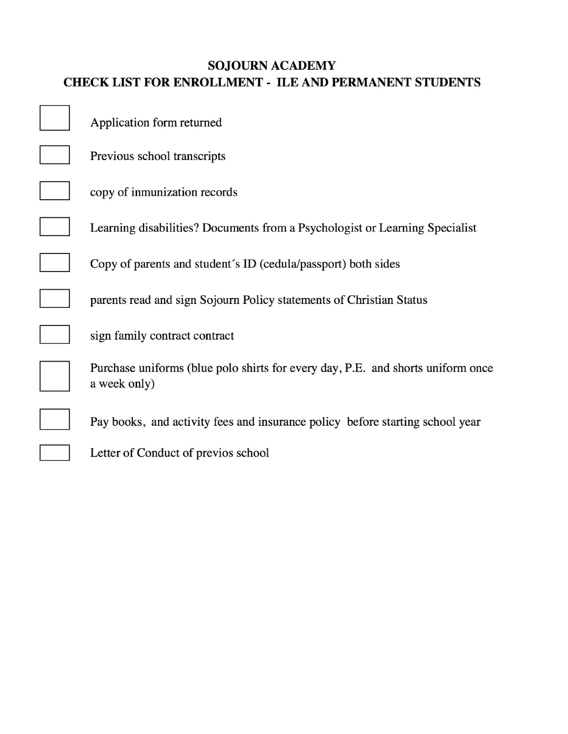**SOJOURN ACADEMY**

**CHECK LIST FOR ENROLLMENT - ILE AND PERMANENT STUDENTS**

- [ ] Application form returned
- [ ] Previous school transcripts
- [ ] copy of inmunization records
- [ ] Learning disabilities? Documents from a Psychologist or Learning Specialist
- [ ] Copy of parents and student´s ID (cedula/passport) both sides
- [ ] parents read and sign Sojourn Policy statements of Christian Status
- [ ] sign family contract contract
- [ ] Purchase uniforms (blue polo shirts for every day, P.E. and shorts uniform once a week only)
- [ ] Pay books, and activity fees and insurance policy before starting school year
- [ ] Letter of Conduct of previos school